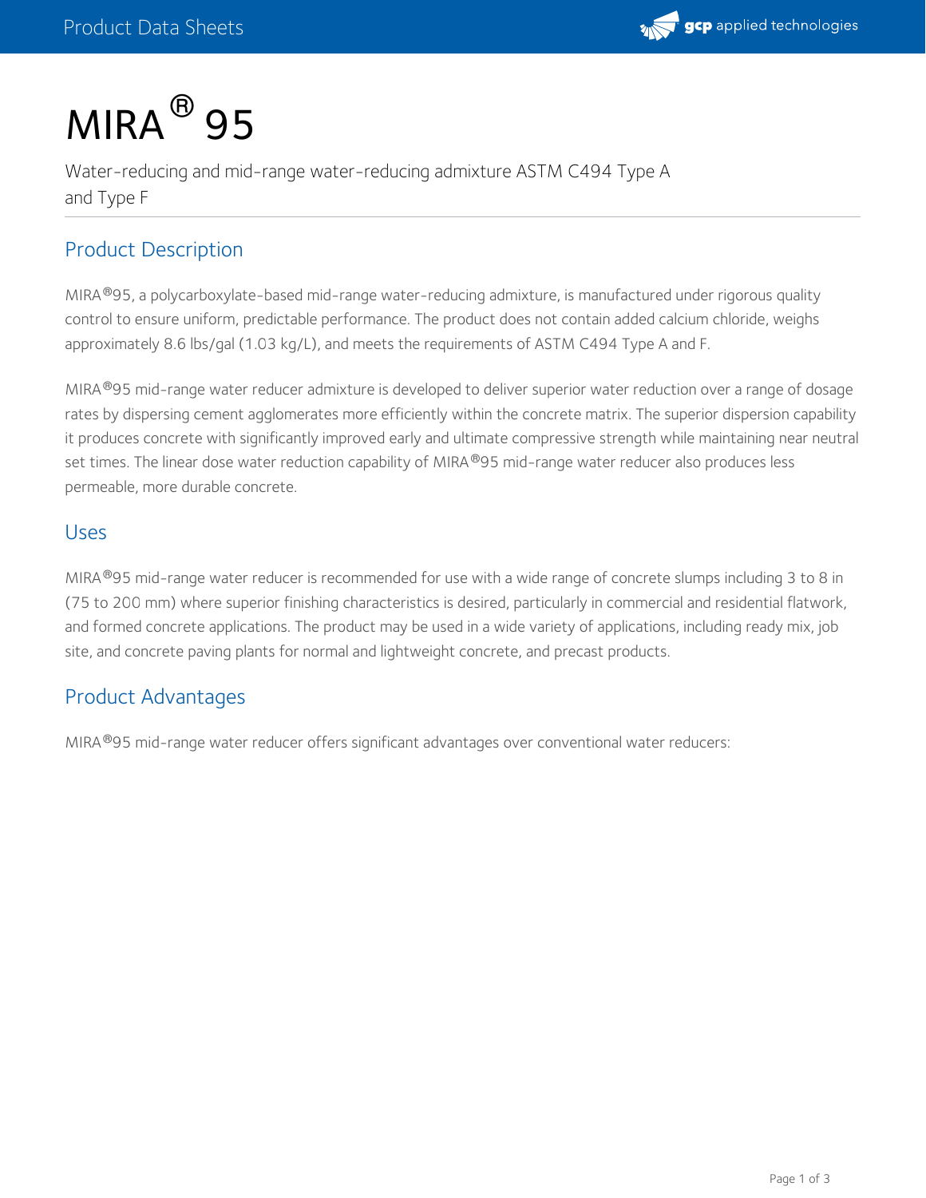# MIRA® 95

Water-reducing and mid-range water-reducing admixture ASTM C494 Type A and Type F

## Product Description

MIRA®95, a polycarboxylate-based mid-range water-reducing admixture, is manufactured under rigorous quality control to ensure uniform, predictable performance. The product does not contain added calcium chloride, weighs approximately 8.6 lbs/gal (1.03 kg/L), and meets the requirements of ASTM C494 Type A and F.

MIRA®95 mid-range water reducer admixture is developed to deliver superior water reduction over a range of dosage rates by dispersing cement agglomerates more efficiently within the concrete matrix. The superior dispersion capability it produces concrete with significantly improved early and ultimate compressive strength while maintaining near neutral set times. The linear dose water reduction capability of MIRA®95 mid-range water reducer also produces less permeable, more durable concrete.

## Uses

MIRA®95 mid-range water reducer is recommended for use with a wide range of concrete slumps including 3 to 8 in (75 to 200 mm) where superior finishing characteristics is desired, particularly in commercial and residential flatwork, and formed concrete applications. The product may be used in a wide variety of applications, including ready mix, job site, and concrete paving plants for normal and lightweight concrete, and precast products.

## Product Advantages

MIRA®95 mid-range water reducer offers significant advantages over conventional water reducers: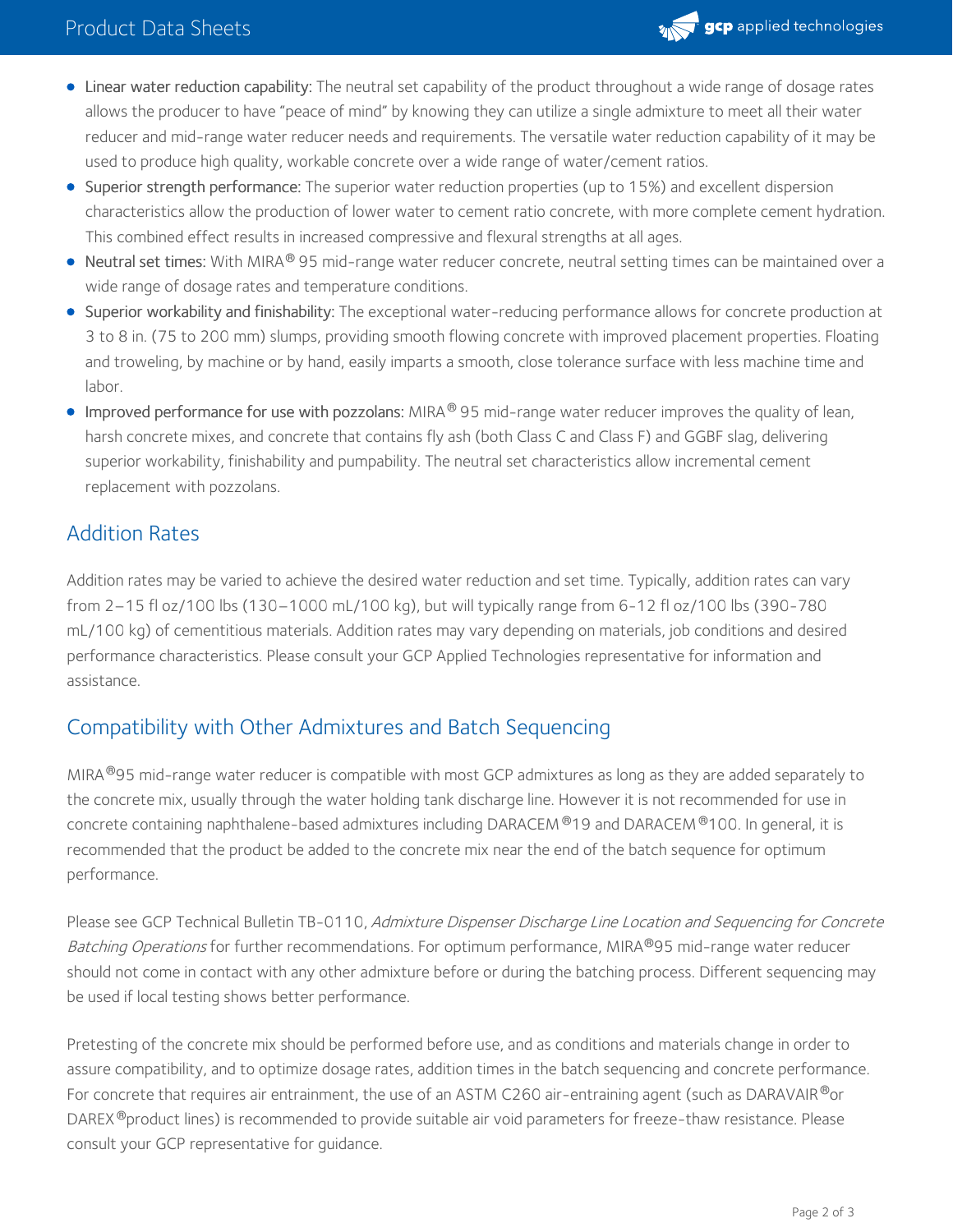- **Linear water reduction capability:** The neutral set capability of the product throughout a wide range of dosage rates allows the producer to have "peace of mind" by knowing they can utilize a single admixture to meet all their water reducer and mid-range water reducer needs and requirements. The versatile water reduction capability of it may be used to produce high quality, workable concrete over a wide range of water/cement ratios.
- **Superior strength performance:** The superior water reduction properties (up to 15%) and excellent dispersion characteristics allow the production of lower water to cement ratio concrete, with more complete cement hydration. This combined effect results in increased compressive and flexural strengths at all ages.
- **Neutral set times:** With MIRA® 95 mid-range water reducer concrete, neutral setting times can be maintained over a wide range of dosage rates and temperature conditions.
- **Superior workability and finishability:** The exceptional water-reducing performance allows for concrete production at 3 to 8 in. (75 to 200 mm) slumps, providing smooth flowing concrete with improved placement properties. Floating and troweling, by machine or by hand, easily imparts a smooth, close tolerance surface with less machine time and labor.
- **Improved performance for use with pozzolans:** MIRA® 95 mid-range water reducer improves the quality of lean, harsh concrete mixes, and concrete that contains fly ash (both Class C and Class F) and GGBF slag, delivering superior workability, finishability and pumpability. The neutral set characteristics allow incremental cement replacement with pozzolans.

## Addition Rates

Addition rates may be varied to achieve the desired water reduction and set time. Typically, addition rates can vary from 2–15 fl oz/100 lbs (130–1000 mL/100 kg), but will typically range from 6-12 fl oz/100 lbs (390-780 mL/100 kg) of cementitious materials. Addition rates may vary depending on materials, job conditions and desired performance characteristics. Please consult your GCP Applied Technologies representative for information and assistance.

## Compatibility with Other Admixtures and Batch Sequencing

MIRA®95 mid-range water reducer is compatible with most GCP admixtures as long as they are added separately to the concrete mix, usually through the water holding tank discharge line. However it is not recommended for use in concrete containing naphthalene-based admixtures including DARACEM®19 and DARACEM®100. In general, it is recommended that the product be added to the concrete mix near the end of the batch sequence for optimum performance.

Please see GCP Technical Bulletin TB-0110, *Admixture Dispenser Discharge Line Location and Sequencing for Concrete Batching Operations* for further recommendations. For optimum performance, MIRA®95 mid-range water reducer should not come in contact with any other admixture before or during the batching process. Different sequencing may be used if local testing shows better performance.

Pretesting of the concrete mix should be performed before use, and as conditions and materials change in order to assure compatibility, and to optimize dosage rates, addition times in the batch sequencing and concrete performance. For concrete that requires air entrainment, the use of an ASTM C260 air-entraining agent (such as DARAVAIR® or DAREX® product lines) is recommended to provide suitable air void parameters for freeze-thaw resistance. Please consult your GCP representative for guidance.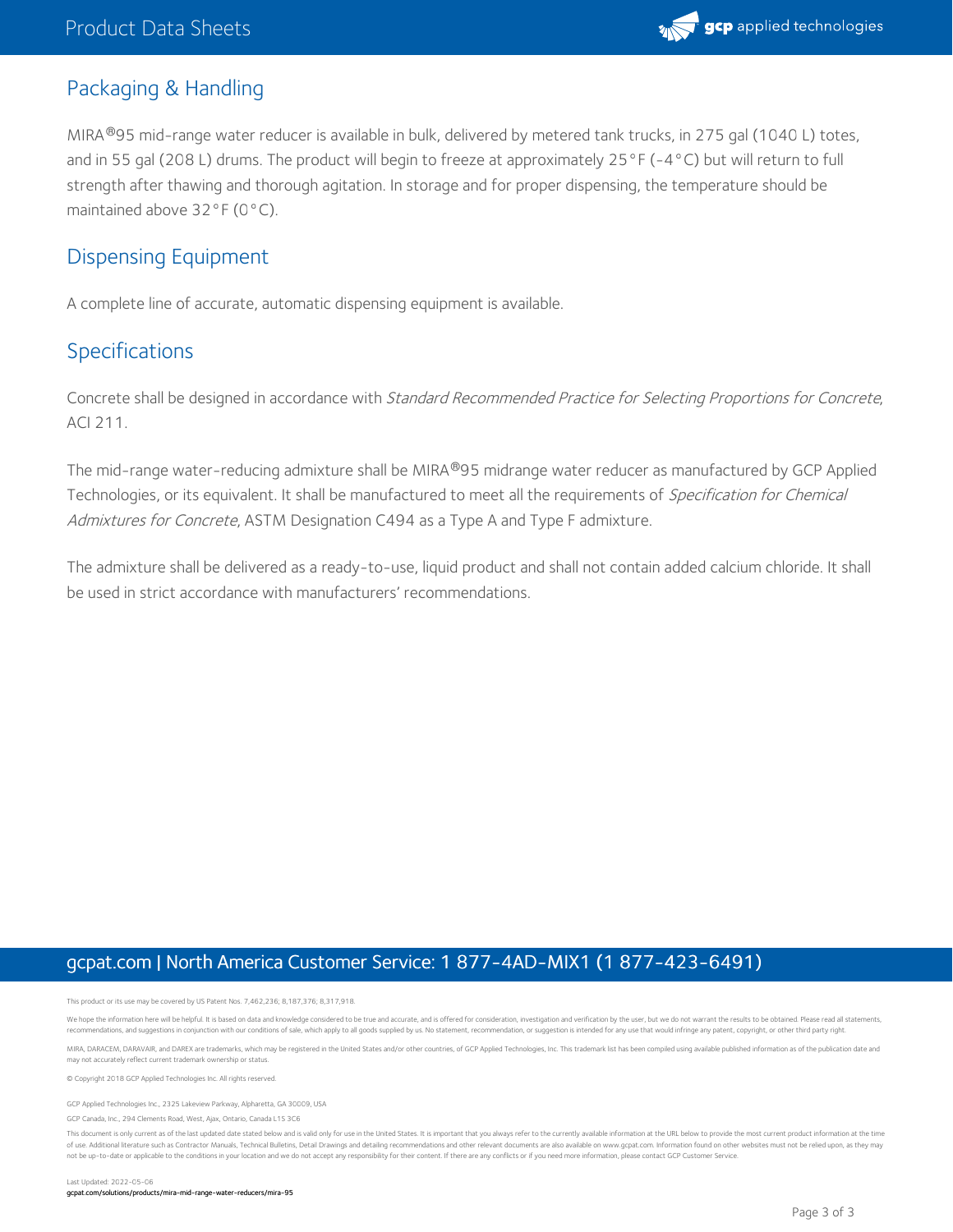## Packaging & Handling

MIRA®95 mid-range water reducer is available in bulk, delivered by metered tank trucks, in 275 gal (1040 L) totes, and in 55 gal (208 L) drums. The product will begin to freeze at approximately 25°F (-4°C) but will return to full strength after thawing and thorough agitation. In storage and for proper dispensing, the temperature should be maintained above 32°F (0°C).

## Dispensing Equipment

A complete line of accurate, automatic dispensing equipment is available.

## Specifications

Concrete shall be designed in accordance with *Standard Recommended Practice for Selecting Proportions for Concrete*, ACI 211.

The mid-range water-reducing admixture shall be MIRA®95 midrange water reducer as manufactured by GCP Applied Technologies, or its equivalent. It shall be manufactured to meet all the requirements of *Specification for Chemical Admixtures for Concrete*, ASTM Designation C494 as a Type A and Type F admixture.

The admixture shall be delivered as a ready-to-use, liquid product and shall not contain added calcium chloride. It shall be used in strict accordance with manufacturers' recommendations.

gcpat.com | North America Customer Service: 1 877-4AD-MIX1 (1 877-423-6491)

This product or its use may be covered by US Patent Nos. 7,462,236; 8,187,376; 8,317,918.

We hope the information here will be helpful. It is based on data and knowledge considered to be true and accurate, and is offered for consideration, investigation and verification by the user, but we do not warrant the results to be obtained. Please read all statements, recommendations, and suggestions in conjunction with our conditions of sale, which apply to all goods supplied by us. No statement, recommendation, or suggestion is intended for any use that would infringe any patent, copyright, or other third party right.

MIRA, DARACEM, DARAVAIR, and DAREX are trademarks, which may be registered in the United States and/or other countries, of GCP Applied Technologies, Inc. This trademark list has been compiled using available published information as of the publication date and may not accurately reflect current trademark ownership or status.

© Copyright 2018 GCP Applied Technologies Inc. All rights reserved.

GCP Applied Technologies Inc., 2325 Lakeview Parkway, Alpharetta, GA 30009, USA

GCP Canada, Inc., 294 Clements Road, West, Ajax, Ontario, Canada L1S 3C6

This document is only current as of the last updated date stated below and is valid only for use in the United States. It is important that you always refer to the currently available information at the URL below to provide the most current product information at the time of use. Additional literature such as Contractor Manuals, Technical Bulletins, Detail Drawings and detailing recommendations and other relevant documents are also available on www.gcpat.com. Information found on other websites must not be relied upon, as they may not be up-to-date or applicable to the conditions in your location and we do not accept any responsibility for their content. If there are any conflicts or if you need more information, please contact GCP Customer Service.

Last Updated: 2022-05-06

gcpat.com/solutions/products/mira-mid-range-water-reducers/mira-95